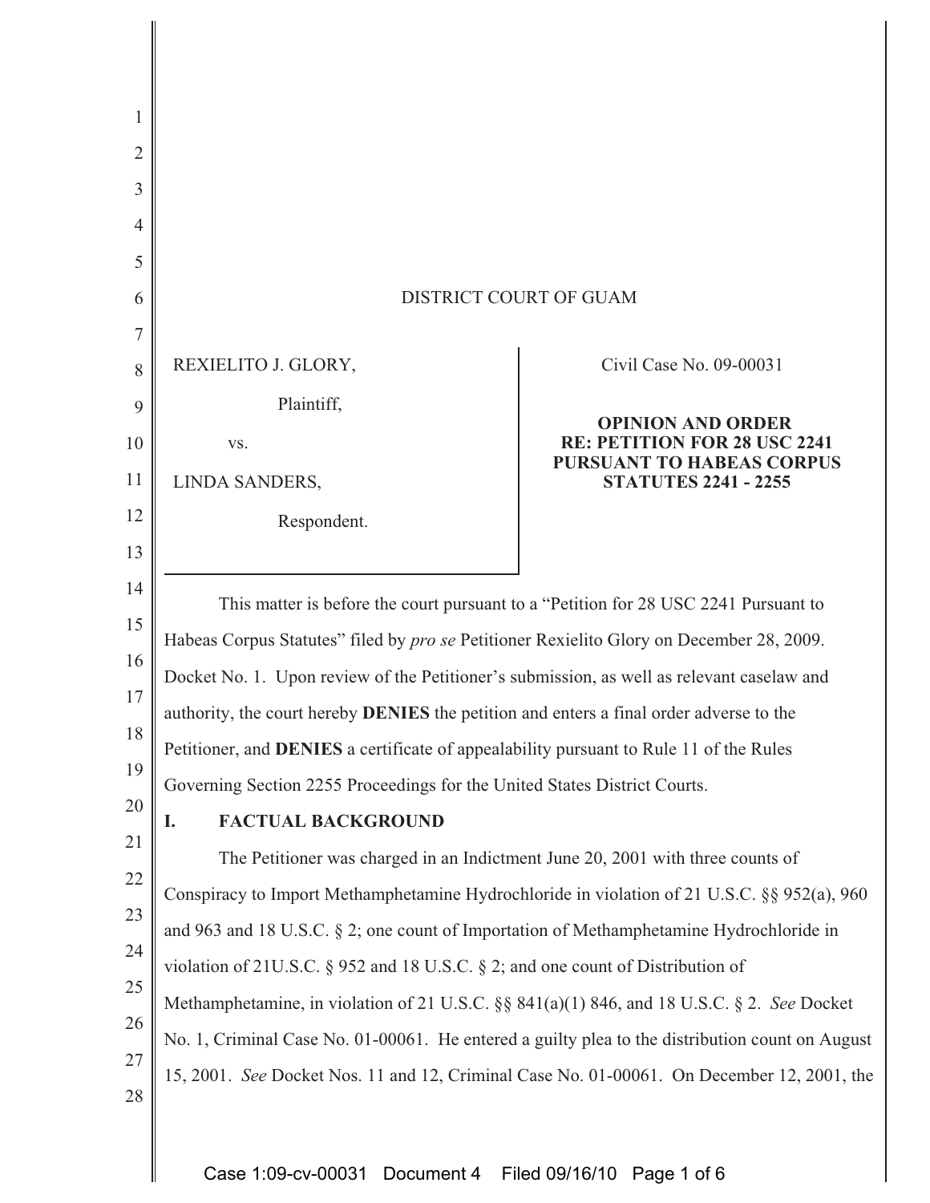DISTRICT COURT OF GUAM

| | |
|---|---|
| REXIELITO J. GLORY,<br><br>Plaintiff,<br><br>vs.<br><br>LINDA SANDERS,<br><br>Respondent. | Civil Case No. 09-00031<br><br>**OPINION AND ORDER RE: PETITION FOR 28 USC 2241 PURSUANT TO HABEAS CORPUS STATUTES 2241 - 2255** |

This matter is before the court pursuant to a "Petition for 28 USC 2241 Pursuant to Habeas Corpus Statutes" filed by *pro se* Petitioner Rexielito Glory on December 28, 2009. Docket No. 1. Upon review of the Petitioner's submission, as well as relevant caselaw and authority, the court hereby **DENIES** the petition and enters a final order adverse to the Petitioner, and **DENIES** a certificate of appealability pursuant to Rule 11 of the Rules Governing Section 2255 Proceedings for the United States District Courts.

## I. FACTUAL BACKGROUND

The Petitioner was charged in an Indictment June 20, 2001 with three counts of Conspiracy to Import Methamphetamine Hydrochloride in violation of 21 U.S.C. §§ 952(a), 960 and 963 and 18 U.S.C. § 2; one count of Importation of Methamphetamine Hydrochloride in violation of 21U.S.C. § 952 and 18 U.S.C. § 2; and one count of Distribution of Methamphetamine, in violation of 21 U.S.C. §§ 841(a)(1) 846, and 18 U.S.C. § 2. *See* Docket No. 1, Criminal Case No. 01-00061. He entered a guilty plea to the distribution count on August 15, 2001. *See* Docket Nos. 11 and 12, Criminal Case No. 01-00061. On December 12, 2001, the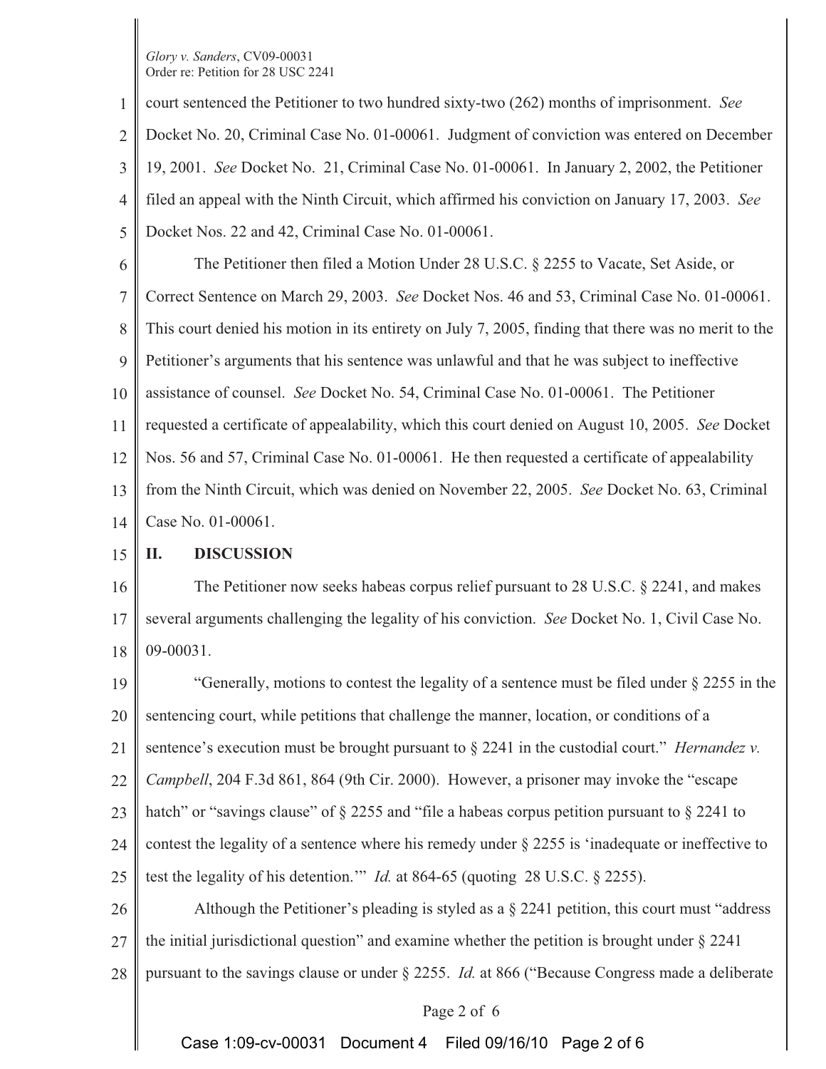court sentenced the Petitioner to two hundred sixty-two (262) months of imprisonment. *See* Docket No. 20, Criminal Case No. 01-00061. Judgment of conviction was entered on December 19, 2001. *See* Docket No. 21, Criminal Case No. 01-00061. In January 2, 2002, the Petitioner filed an appeal with the Ninth Circuit, which affirmed his conviction on January 17, 2003. *See* Docket Nos. 22 and 42, Criminal Case No. 01-00061.

The Petitioner then filed a Motion Under 28 U.S.C. § 2255 to Vacate, Set Aside, or Correct Sentence on March 29, 2003. *See* Docket Nos. 46 and 53, Criminal Case No. 01-00061. This court denied his motion in its entirety on July 7, 2005, finding that there was no merit to the Petitioner's arguments that his sentence was unlawful and that he was subject to ineffective assistance of counsel. *See* Docket No. 54, Criminal Case No. 01-00061. The Petitioner requested a certificate of appealability, which this court denied on August 10, 2005. *See* Docket Nos. 56 and 57, Criminal Case No. 01-00061. He then requested a certificate of appealability from the Ninth Circuit, which was denied on November 22, 2005. *See* Docket No. 63, Criminal Case No. 01-00061.

## II. DISCUSSION

The Petitioner now seeks habeas corpus relief pursuant to 28 U.S.C. § 2241, and makes several arguments challenging the legality of his conviction. *See* Docket No. 1, Civil Case No. 09-00031.

"Generally, motions to contest the legality of a sentence must be filed under § 2255 in the sentencing court, while petitions that challenge the manner, location, or conditions of a sentence's execution must be brought pursuant to § 2241 in the custodial court." *Hernandez v. Campbell*, 204 F.3d 861, 864 (9th Cir. 2000). However, a prisoner may invoke the "escape hatch" or "savings clause" of § 2255 and "file a habeas corpus petition pursuant to § 2241 to contest the legality of a sentence where his remedy under § 2255 is 'inadequate or ineffective to test the legality of his detention.'" *Id.* at 864-65 (quoting 28 U.S.C. § 2255).

Although the Petitioner's pleading is styled as a § 2241 petition, this court must "address the initial jurisdictional question" and examine whether the petition is brought under § 2241 pursuant to the savings clause or under § 2255. *Id.* at 866 ("Because Congress made a deliberate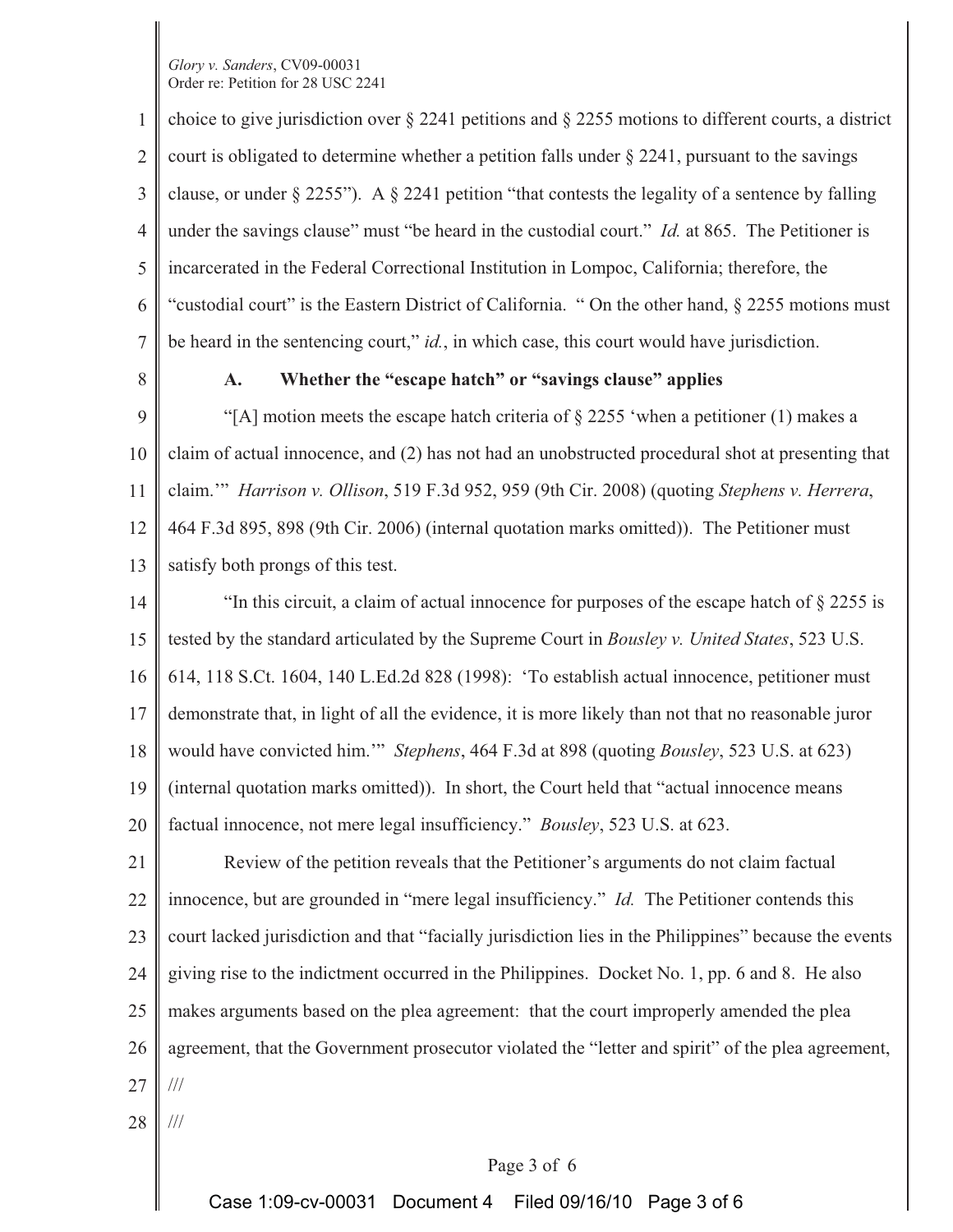choice to give jurisdiction over § 2241 petitions and § 2255 motions to different courts, a district court is obligated to determine whether a petition falls under § 2241, pursuant to the savings clause, or under § 2255"). A § 2241 petition "that contests the legality of a sentence by falling under the savings clause" must "be heard in the custodial court." *Id.* at 865. The Petitioner is incarcerated in the Federal Correctional Institution in Lompoc, California; therefore, the "custodial court" is the Eastern District of California. " On the other hand, § 2255 motions must be heard in the sentencing court," *id.*, in which case, this court would have jurisdiction.

**A. Whether the "escape hatch" or "savings clause" applies**

"[A] motion meets the escape hatch criteria of § 2255 'when a petitioner (1) makes a claim of actual innocence, and (2) has not had an unobstructed procedural shot at presenting that claim.'" *Harrison v. Ollison*, 519 F.3d 952, 959 (9th Cir. 2008) (quoting *Stephens v. Herrera*, 464 F.3d 895, 898 (9th Cir. 2006) (internal quotation marks omitted)). The Petitioner must satisfy both prongs of this test.

"In this circuit, a claim of actual innocence for purposes of the escape hatch of § 2255 is tested by the standard articulated by the Supreme Court in *Bousley v. United States*, 523 U.S. 614, 118 S.Ct. 1604, 140 L.Ed.2d 828 (1998): 'To establish actual innocence, petitioner must demonstrate that, in light of all the evidence, it is more likely than not that no reasonable juror would have convicted him.'" *Stephens*, 464 F.3d at 898 (quoting *Bousley*, 523 U.S. at 623) (internal quotation marks omitted)). In short, the Court held that "actual innocence means factual innocence, not mere legal insufficiency." *Bousley*, 523 U.S. at 623.

Review of the petition reveals that the Petitioner's arguments do not claim factual innocence, but are grounded in "mere legal insufficiency." *Id.* The Petitioner contends this court lacked jurisdiction and that "facially jurisdiction lies in the Philippines" because the events giving rise to the indictment occurred in the Philippines. Docket No. 1, pp. 6 and 8. He also makes arguments based on the plea agreement: that the court improperly amended the plea agreement, that the Government prosecutor violated the "letter and spirit" of the plea agreement,

///

///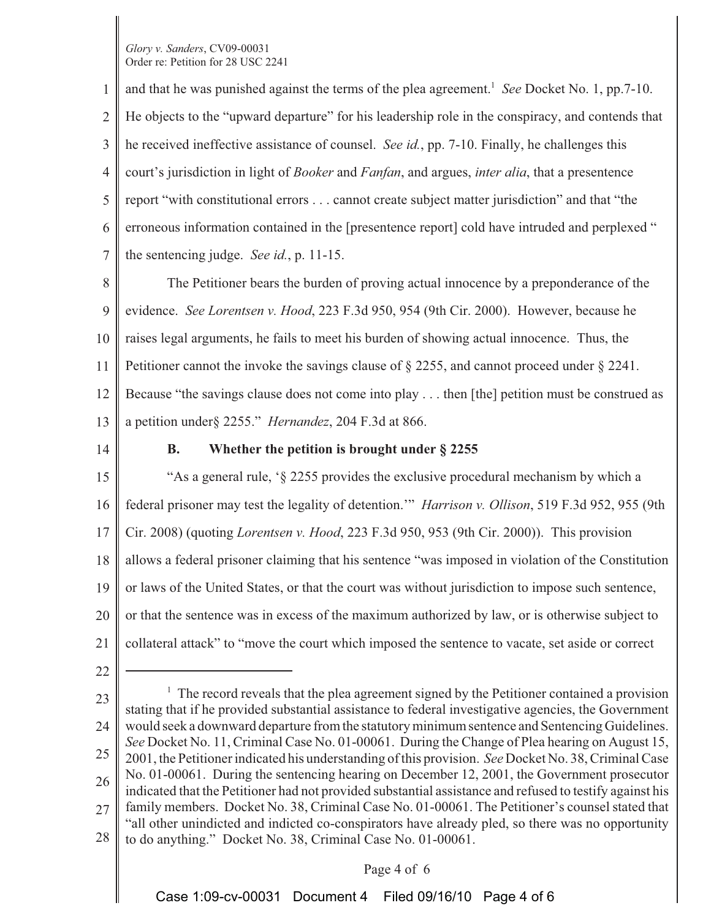and that he was punished against the terms of the plea agreement.[1] *See* Docket No. 1, pp.7-10. He objects to the "upward departure" for his leadership role in the conspiracy, and contends that he received ineffective assistance of counsel. *See id.*, pp. 7-10. Finally, he challenges this court's jurisdiction in light of *Booker* and *Fanfan*, and argues, *inter alia*, that a presentence report "with constitutional errors . . . cannot create subject matter jurisdiction" and that "the erroneous information contained in the [presentence report] cold have intruded and perplexed " the sentencing judge. *See id.*, p. 11-15.

The Petitioner bears the burden of proving actual innocence by a preponderance of the evidence. *See Lorentsen v. Hood*, 223 F.3d 950, 954 (9th Cir. 2000). However, because he raises legal arguments, he fails to meet his burden of showing actual innocence. Thus, the Petitioner cannot the invoke the savings clause of § 2255, and cannot proceed under § 2241. Because "the savings clause does not come into play . . . then [the] petition must be construed as a petition under§ 2255." *Hernandez*, 204 F.3d at 866.

### B. Whether the petition is brought under § 2255

"As a general rule, '§ 2255 provides the exclusive procedural mechanism by which a federal prisoner may test the legality of detention.'" *Harrison v. Ollison*, 519 F.3d 952, 955 (9th Cir. 2008) (quoting *Lorentsen v. Hood*, 223 F.3d 950, 953 (9th Cir. 2000)). This provision allows a federal prisoner claiming that his sentence "was imposed in violation of the Constitution or laws of the United States, or that the court was without jurisdiction to impose such sentence, or that the sentence was in excess of the maximum authorized by law, or is otherwise subject to collateral attack" to "move the court which imposed the sentence to vacate, set aside or correct

---

[1] The record reveals that the plea agreement signed by the Petitioner contained a provision stating that if he provided substantial assistance to federal investigative agencies, the Government would seek a downward departure from the statutory minimum sentence and Sentencing Guidelines. *See* Docket No. 11, Criminal Case No. 01-00061. During the Change of Plea hearing on August 15, 2001, the Petitioner indicated his understanding of this provision. *See* Docket No. 38, Criminal Case No. 01-00061. During the sentencing hearing on December 12, 2001, the Government prosecutor indicated that the Petitioner had not provided substantial assistance and refused to testify against his family members. Docket No. 38, Criminal Case No. 01-00061. The Petitioner's counsel stated that "all other unindicted and indicted co-conspirators have already pled, so there was no opportunity to do anything." Docket No. 38, Criminal Case No. 01-00061.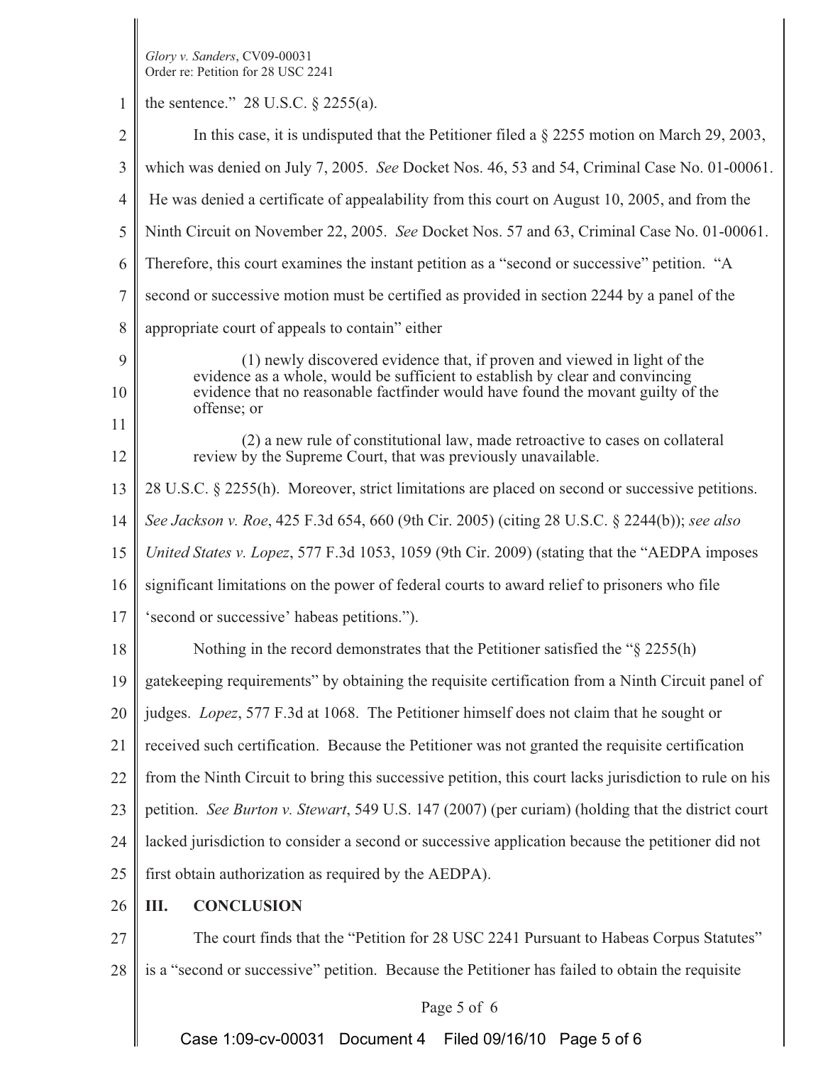the sentence." 28 U.S.C. § 2255(a).

In this case, it is undisputed that the Petitioner filed a § 2255 motion on March 29, 2003, which was denied on July 7, 2005. *See* Docket Nos. 46, 53 and 54, Criminal Case No. 01-00061. He was denied a certificate of appealability from this court on August 10, 2005, and from the Ninth Circuit on November 22, 2005. *See* Docket Nos. 57 and 63, Criminal Case No. 01-00061. Therefore, this court examines the instant petition as a "second or successive" petition. "A second or successive motion must be certified as provided in section 2244 by a panel of the appropriate court of appeals to contain" either

> (1) newly discovered evidence that, if proven and viewed in light of the evidence as a whole, would be sufficient to establish by clear and convincing evidence that no reasonable factfinder would have found the movant guilty of the offense; or
>
> (2) a new rule of constitutional law, made retroactive to cases on collateral review by the Supreme Court, that was previously unavailable.

28 U.S.C. § 2255(h). Moreover, strict limitations are placed on second or successive petitions. *See Jackson v. Roe*, 425 F.3d 654, 660 (9th Cir. 2005) (citing 28 U.S.C. § 2244(b)); *see also United States v. Lopez*, 577 F.3d 1053, 1059 (9th Cir. 2009) (stating that the "AEDPA imposes significant limitations on the power of federal courts to award relief to prisoners who file 'second or successive' habeas petitions.").

Nothing in the record demonstrates that the Petitioner satisfied the "§ 2255(h) gatekeeping requirements" by obtaining the requisite certification from a Ninth Circuit panel of judges. *Lopez*, 577 F.3d at 1068. The Petitioner himself does not claim that he sought or received such certification. Because the Petitioner was not granted the requisite certification from the Ninth Circuit to bring this successive petition, this court lacks jurisdiction to rule on his petition. *See Burton v. Stewart*, 549 U.S. 147 (2007) (per curiam) (holding that the district court lacked jurisdiction to consider a second or successive application because the petitioner did not first obtain authorization as required by the AEDPA).

## III. CONCLUSION

The court finds that the "Petition for 28 USC 2241 Pursuant to Habeas Corpus Statutes" is a "second or successive" petition. Because the Petitioner has failed to obtain the requisite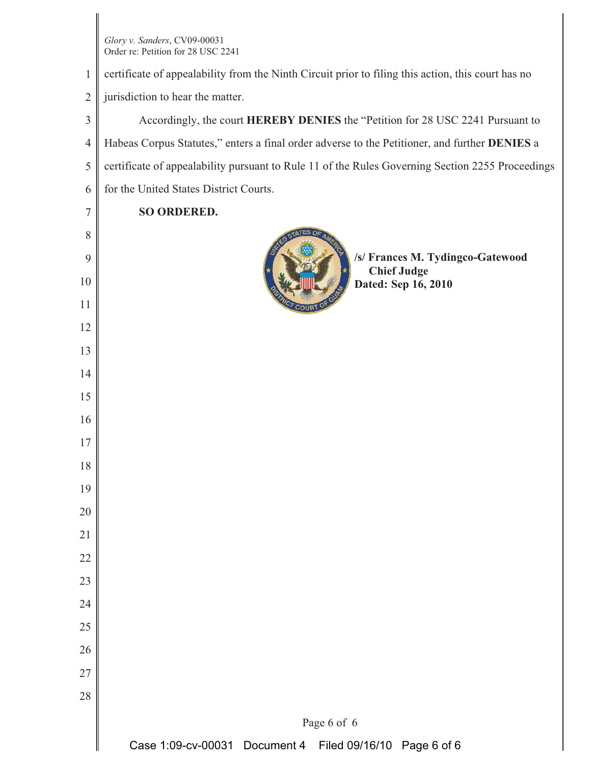certificate of appealability from the Ninth Circuit prior to filing this action, this court has no jurisdiction to hear the matter.

Accordingly, the court **HEREBY DENIES** the "Petition for 28 USC 2241 Pursuant to Habeas Corpus Statutes," enters a final order adverse to the Petitioner, and further **DENIES** a certificate of appealability pursuant to Rule 11 of the Rules Governing Section 2255 Proceedings for the United States District Courts.

**SO ORDERED.**

**/s/ Frances M. Tydingco-Gatewood**
**Chief Judge**
**Dated: Sep 16, 2010**